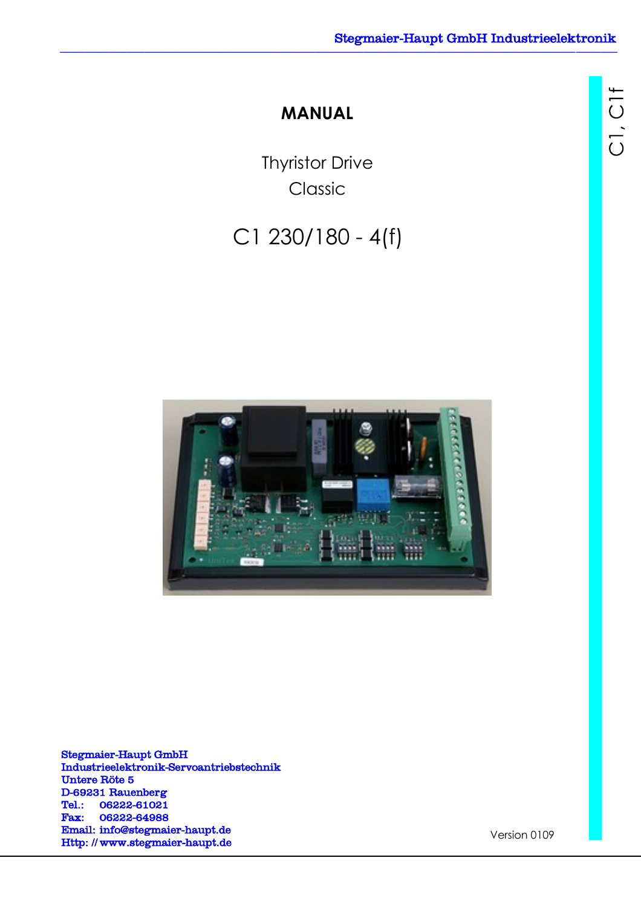# MANUAL

Thyristor Drive

Classic

## C1 230/180 - 4(f)

C1, C1f

Stegmaier-Haupt GmbH
Industrieelektronik-Servoantriebstechnik
Untere Röte 5
D-69231 Rauenberg
Tel.: 06222-61021
Fax: 06222-64988
Email: info@stegmaier-haupt.de
Http: // www.stegmaier-haupt.de

Version 0109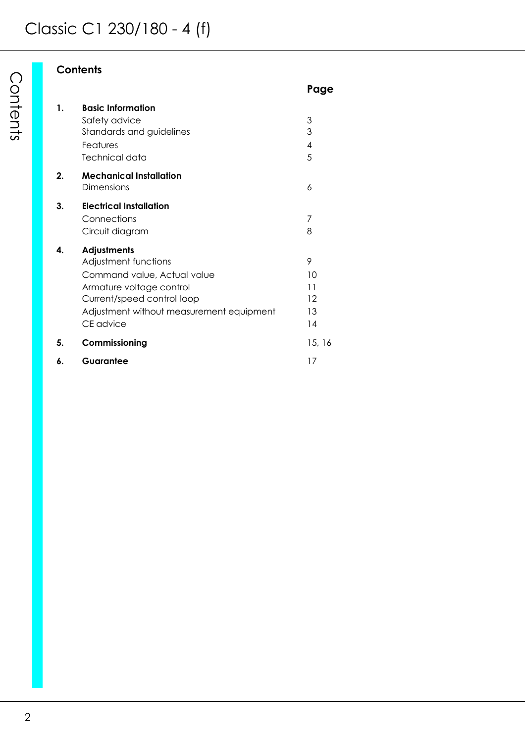## Contents

| | | Page |
|---|---|---|
| **1.** | **Basic Information** | |
| | Safety advice | 3 |
| | Standards and guidelines | 3 |
| | Features | 4 |
| | Technical data | 5 |
| **2.** | **Mechanical Installation** | |
| | Dimensions | 6 |
| **3.** | **Electrical Installation** | |
| | Connections | 7 |
| | Circuit diagram | 8 |
| **4.** | **Adjustments** | |
| | Adjustment functions | 9 |
| | Command value, Actual value | 10 |
| | Armature voltage control | 11 |
| | Current/speed control loop | 12 |
| | Adjustment without measurement equipment | 13 |
| | CE advice | 14 |
| **5.** | **Commissioning** | 15, 16 |
| **6.** | **Guarantee** | 17 |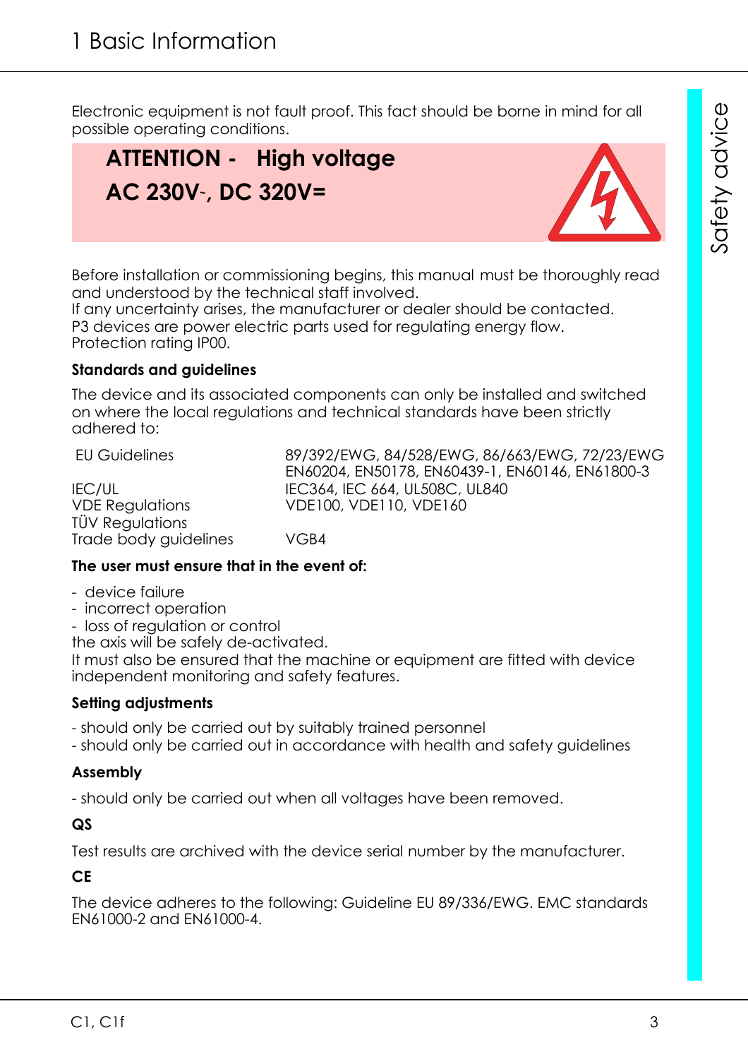Electronic equipment is not fault proof. This fact should be borne in mind for all possible operating conditions.

## ATTENTION - High voltage
## AC 230V~, DC 320V=

Before installation or commissioning begins, this manual must be thoroughly read and understood by the technical staff involved.
If any uncertainty arises, the manufacturer or dealer should be contacted.
P3 devices are power electric parts used for regulating energy flow.
Protection rating IP00.

**Standards and guidelines**

The device and its associated components can only be installed and switched on where the local regulations and technical standards have been strictly adhered to:

| | |
|---|---|
| EU Guidelines | 89/392/EWG, 84/528/EWG, 86/663/EWG, 72/23/EWG EN60204, EN50178, EN60439-1, EN60146, EN61800-3 |
| IEC/UL | IEC364, IEC 664, UL508C, UL840 |
| VDE Regulations | VDE100, VDE110, VDE160 |
| TÜV Regulations | |
| Trade body guidelines | VGB4 |

**The user must ensure that in the event of:**

- device failure
- incorrect operation
- loss of regulation or control

the axis will be safely de-activated.
It must also be ensured that the machine or equipment are fitted with device independent monitoring and safety features.

**Setting adjustments**

- should only be carried out by suitably trained personnel
- should only be carried out in accordance with health and safety guidelines

**Assembly**

- should only be carried out when all voltages have been removed.

**QS**

Test results are archived with the device serial number by the manufacturer.

**CE**

The device adheres to the following: Guideline EU 89/336/EWG. EMC standards EN61000-2 and EN61000-4.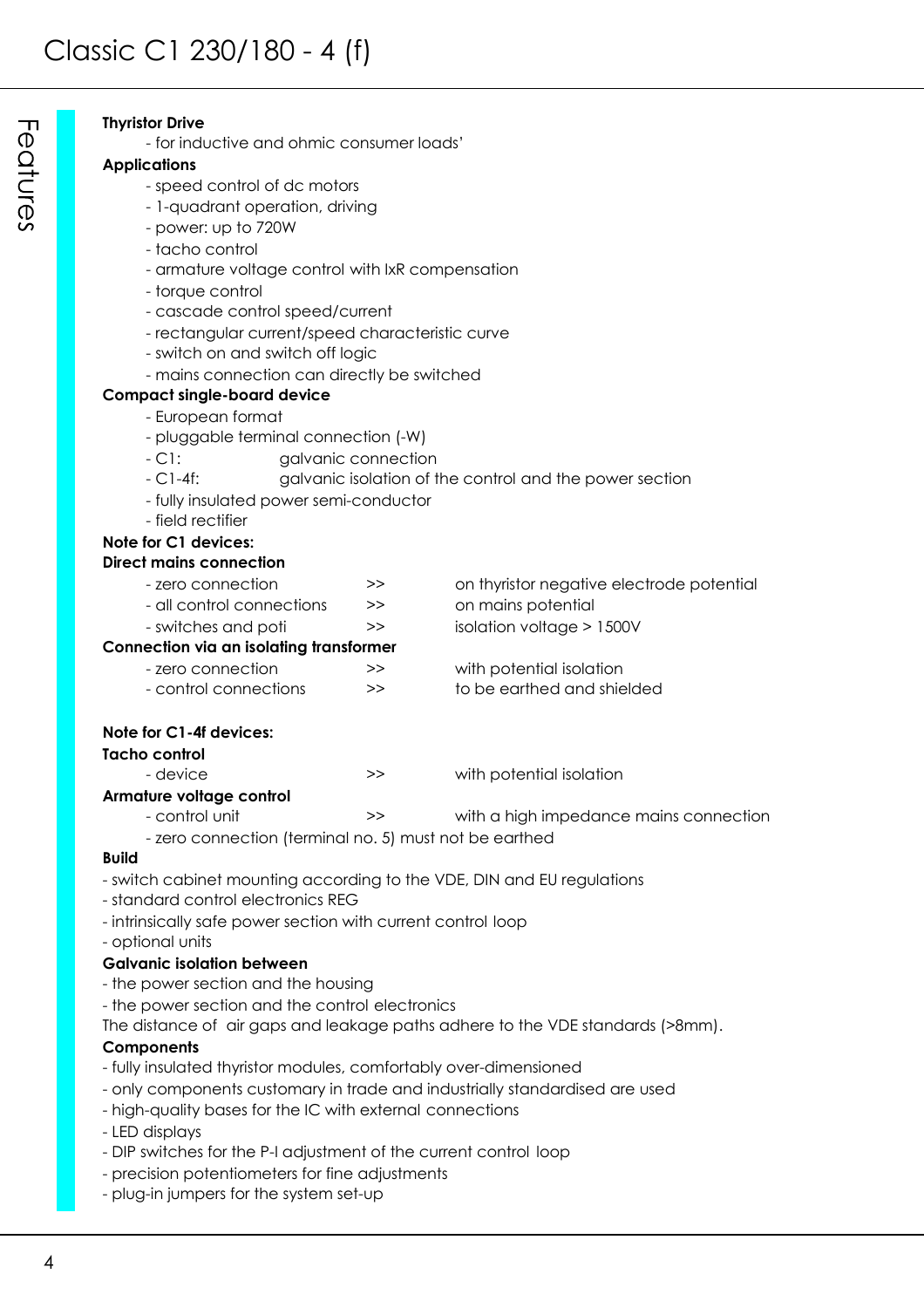# Classic C1 230/180 - 4 (f)

## Features

**Thyristor Drive**

- for inductive and ohmic consumer loads'

**Applications**

- speed control of dc motors
- 1-quadrant operation, driving
- power: up to 720W
- tacho control
- armature voltage control with IxR compensation
- torque control
- cascade control speed/current
- rectangular current/speed characteristic curve
- switch on and switch off logic
- mains connection can directly be switched

**Compact single-board device**

- European format
- pluggable terminal connection (-W)
- C1: galvanic connection
- C1-4f: galvanic isolation of the control and the power section
- fully insulated power semi-conductor
- field rectifier

**Note for C1 devices:**

**Direct mains connection**

| | | |
|---|---|---|
| - zero connection | >> | on thyristor negative electrode potential |
| - all control connections | >> | on mains potential |
| - switches and poti | >> | isolation voltage > 1500V |

**Connection via an isolating transformer**

| | | |
|---|---|---|
| - zero connection | >> | with potential isolation |
| - control connections | >> | to be earthed and shielded |

**Note for C1-4f devices:**

**Tacho control**

| | | |
|---|---|---|
| - device | >> | with potential isolation |

**Armature voltage control**

| | | |
|---|---|---|
| - control unit | >> | with a high impedance mains connection |

- zero connection (terminal no. 5) must not be earthed

**Build**

- switch cabinet mounting according to the VDE, DIN and EU regulations
- standard control electronics REG
- intrinsically safe power section with current control loop
- optional units

**Galvanic isolation between**

- the power section and the housing
- the power section and the control electronics

The distance of air gaps and leakage paths adhere to the VDE standards (>8mm).

**Components**

- fully insulated thyristor modules, comfortably over-dimensioned
- only components customary in trade and industrially standardised are used
- high-quality bases for the IC with external connections
- LED displays
- DIP switches for the P-I adjustment of the current control loop
- precision potentiometers for fine adjustments
- plug-in jumpers for the system set-up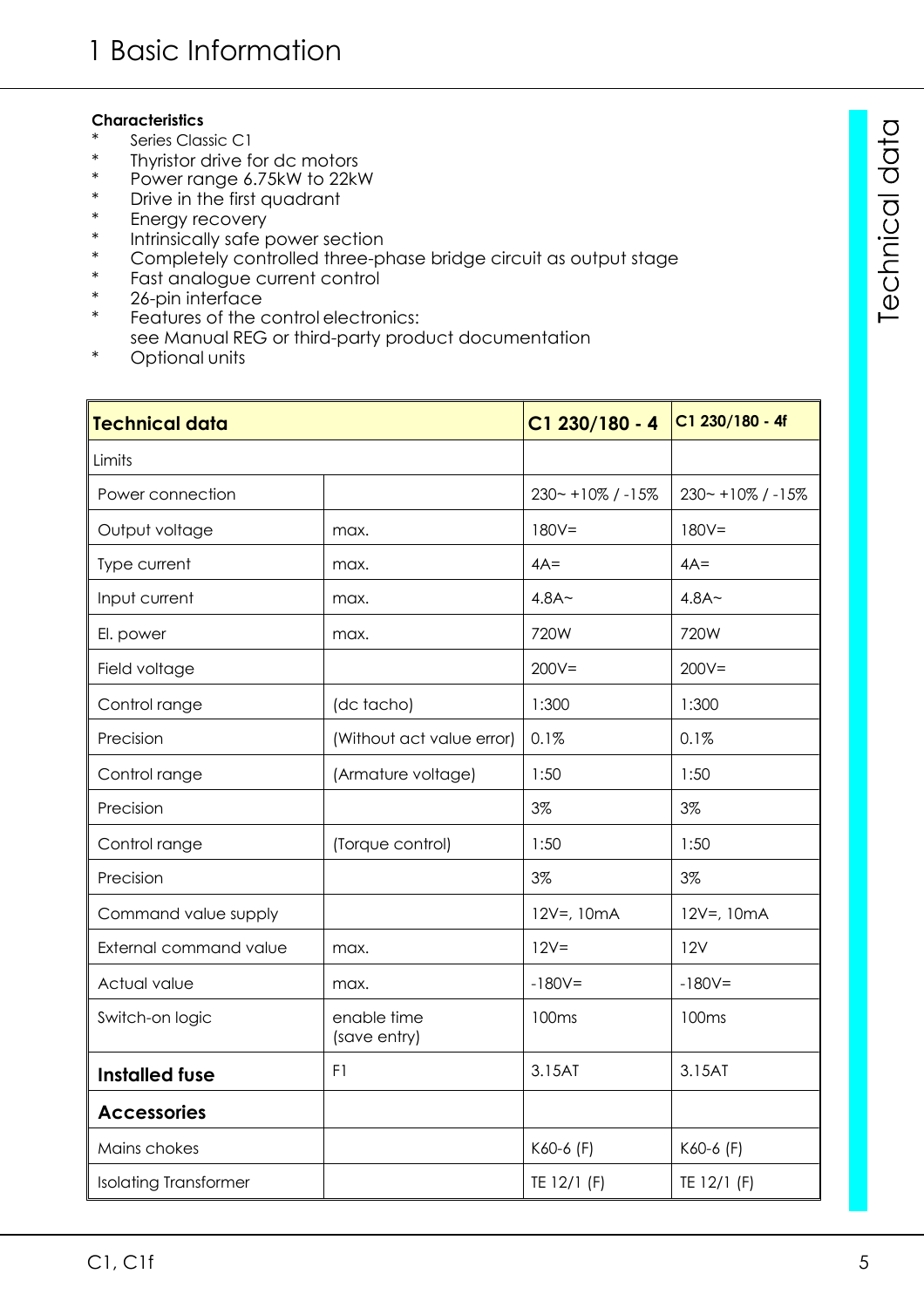# 1 Basic Information

**Characteristics**

* Series Classic C1
* Thyristor drive for dc motors
* Power range 6.75kW to 22kW
* Drive in the first quadrant
* Energy recovery
* Intrinsically safe power section
* Completely controlled three-phase bridge circuit as output stage
* Fast analogue current control
* 26-pin interface
* Features of the control electronics: see Manual REG or third-party product documentation
* Optional units

| **Technical data** | | **C1 230/180 - 4** | **C1 230/180 - 4f** |
|---|---|---|---|
| Limits | | | |
| Power connection | | 230~ +10% / -15% | 230~ +10% / -15% |
| Output voltage | max. | 180V= | 180V= |
| Type current | max. | 4A= | 4A= |
| Input current | max. | 4.8A~ | 4.8A~ |
| El. power | max. | 720W | 720W |
| Field voltage | | 200V= | 200V= |
| Control range | (dc tacho) | 1:300 | 1:300 |
| Precision | (Without act value error) | 0.1% | 0.1% |
| Control range | (Armature voltage) | 1:50 | 1:50 |
| Precision | | 3% | 3% |
| Control range | (Torque control) | 1:50 | 1:50 |
| Precision | | 3% | 3% |
| Command value supply | | 12V=, 10mA | 12V=, 10mA |
| External command value | max. | 12V= | 12V |
| Actual value | max. | -180V= | -180V= |
| Switch-on logic | enable time (save entry) | 100ms | 100ms |
| **Installed fuse** | F1 | 3.15AT | 3.15AT |
| **Accessories** | | | |
| Mains chokes | | K60-6 (F) | K60-6 (F) |
| Isolating Transformer | | TE 12/1 (F) | TE 12/1 (F) |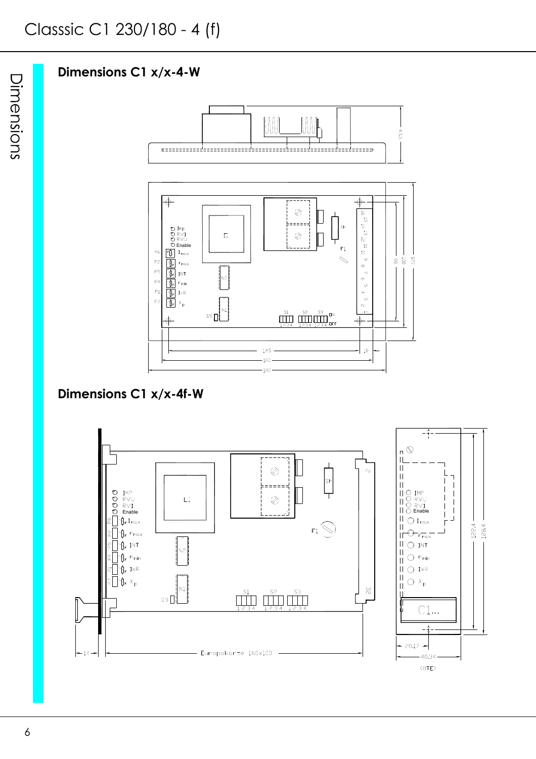## Dimensions C1 x/x-4-W

## Dimensions C1 x/x-4f-W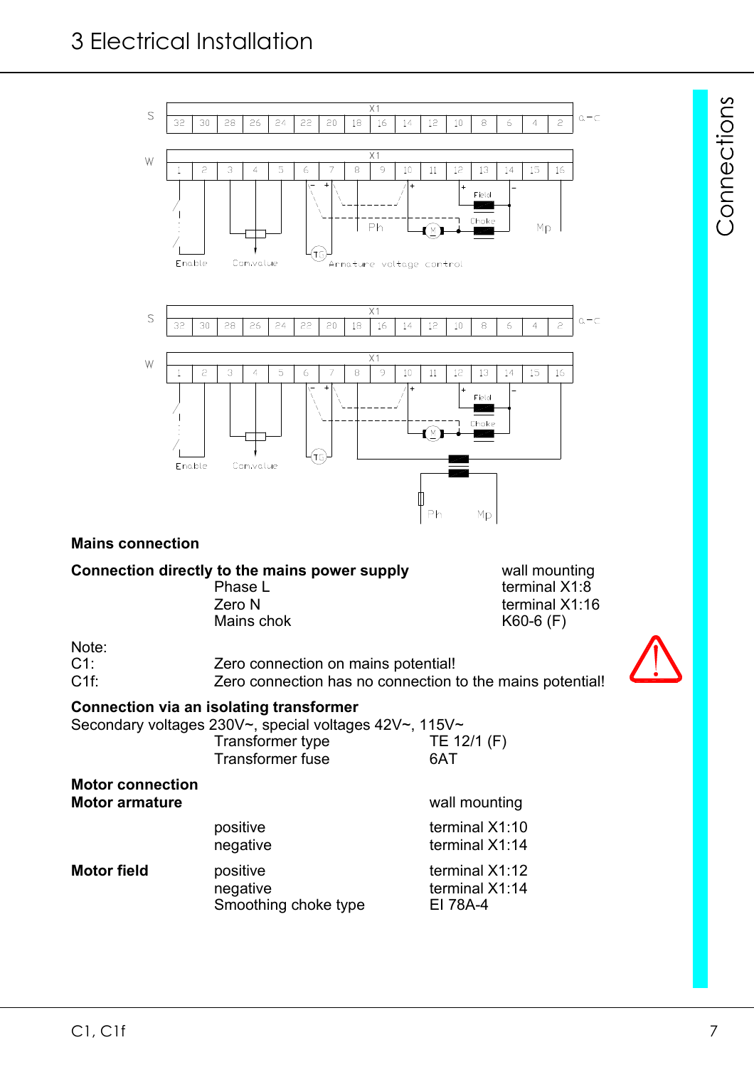# 3 Electrical Installation

**Mains connection**

**Connection directly to the mains power supply** wall mounting

| | |
|---|---|
| Phase L | terminal X1:8 |
| Zero N | terminal X1:16 |
| Mains chok | K60-6 (F) |

Note:

C1: Zero connection on mains potential!

C1f: Zero connection has no connection to the mains potential!

**Connection via an isolating transformer**

Secondary voltages 230V~, special voltages 42V~, 115V~

| | |
|---|---|
| Transformer type | TE 12/1 (F) |
| Transformer fuse | 6AT |

**Motor connection**

**Motor armature** wall mounting

| | |
|---|---|
| positive | terminal X1:10 |
| negative | terminal X1:14 |

**Motor field**

| | |
|---|---|
| positive | terminal X1:12 |
| negative | terminal X1:14 |
| Smoothing choke type | EI 78A-4 |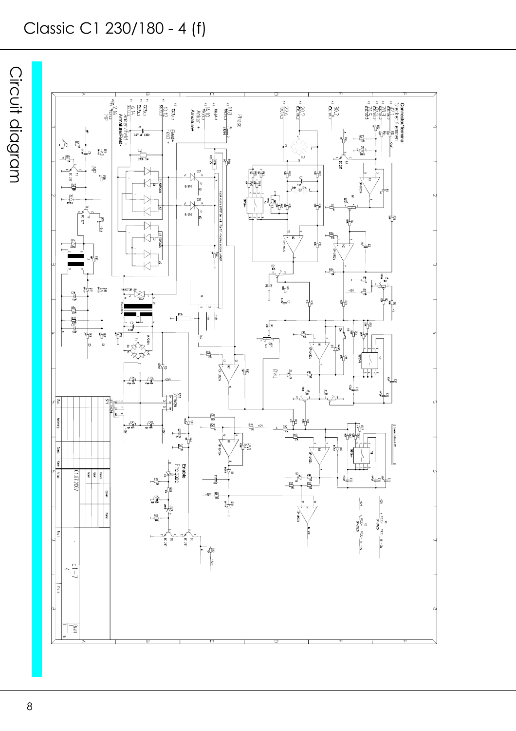# Classic C1 230/180 - 4 (f)

## Circuit diagram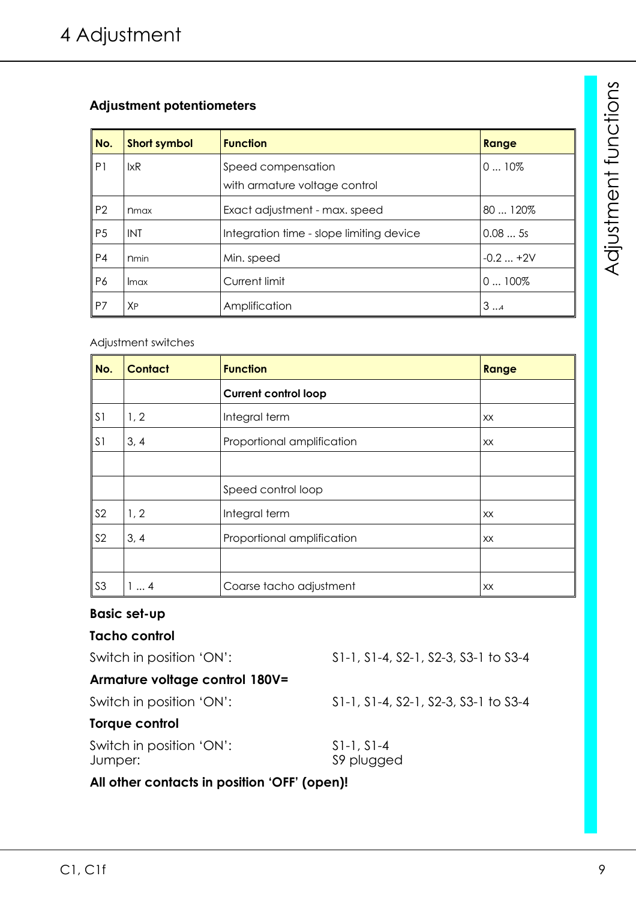# 4 Adjustment

### Adjustment potentiometers

| No. | Short symbol | Function | Range |
|---|---|---|---|
| P1 | IxR | Speed compensation with armature voltage control | 0 ... 10% |
| P2 | $n_{max}$ | Exact adjustment - max. speed | 80 ... 120% |
| P5 | INT | Integration time - slope limiting device | 0.08 ... 5s |
| P4 | $n_{min}$ | Min. speed | -0.2 ... +2V |
| P6 | $I_{max}$ | Current limit | 0 ... 100% |
| P7 | $X_P$ | Amplification | 3 ...4 |

Adjustment switches

| No. | Contact | Function | Range |
|---|---|---|---|
| | | **Current control loop** | |
| S1 | 1, 2 | Integral term | xx |
| S1 | 3, 4 | Proportional amplification | xx |
| | | | |
| | | Speed control loop | |
| S2 | 1, 2 | Integral term | xx |
| S2 | 3, 4 | Proportional amplification | xx |
| | | | |
| S3 | 1 ... 4 | Coarse tacho adjustment | xx |

**Basic set-up**

**Tacho control**

Switch in position 'ON': S1-1, S1-4, S2-1, S2-3, S3-1 to S3-4

**Armature voltage control 180V=**

Switch in position 'ON': S1-1, S1-4, S2-1, S2-3, S3-1 to S3-4

**Torque control**

Switch in position 'ON': S1-1, S1-4
Jumper: S9 plugged

**All other contacts in position 'OFF' (open)!**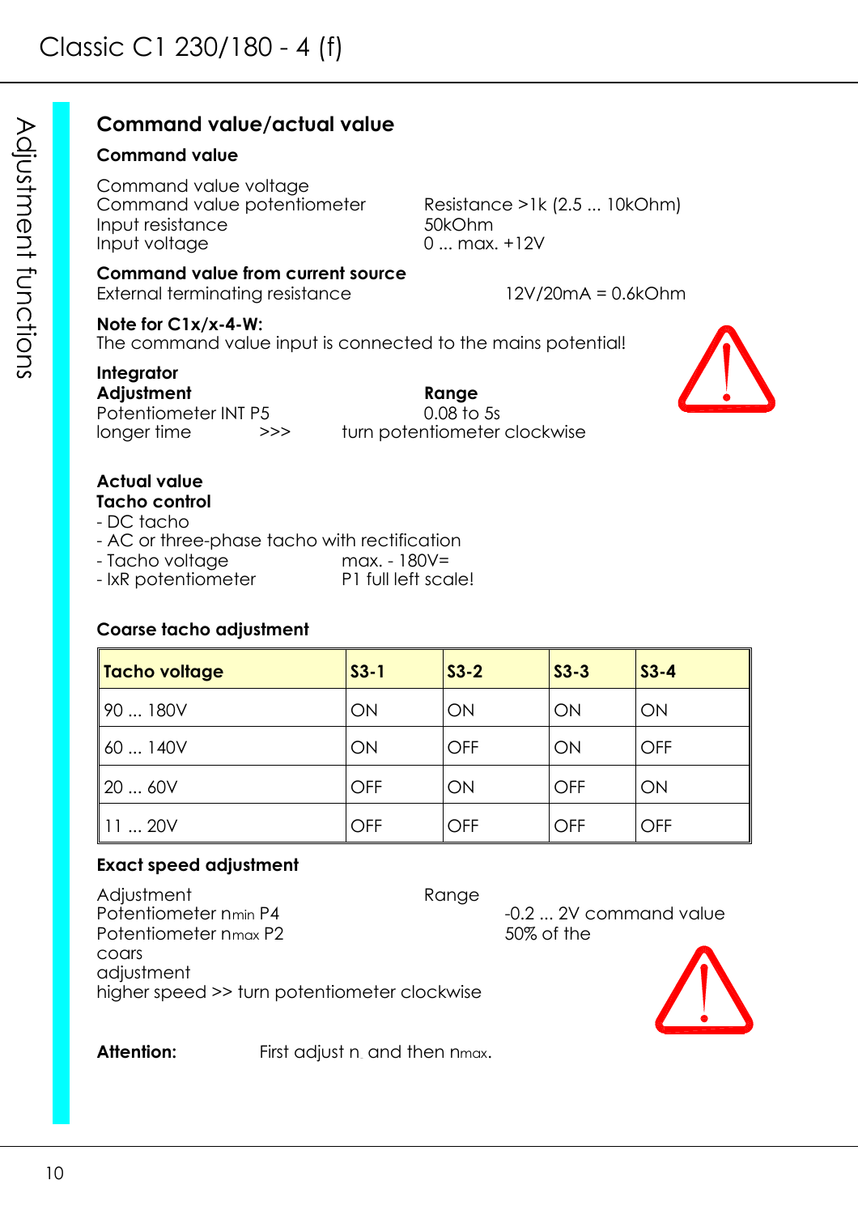## Command value/actual value

### Command value

Command value voltage
Command value potentiometer — Resistance >1k (2.5 ... 10kOhm)
Input resistance — 50kOhm
Input voltage — 0 ... max. +12V

**Command value from current source**
External terminating resistance — 12V/20mA = 0.6kOhm

**Note for C1x/x-4-W:**
The command value input is connected to the mains potential!

**Integrator**

| **Adjustment** | **Range** |
|---|---|
| Potentiometer INT P5 | 0.08 to 5s |
| longer time >>> | turn potentiometer clockwise |

**Actual value**
**Tacho control**
- DC tacho
- AC or three-phase tacho with rectification
- Tacho voltage — max. - 180V=
- IxR potentiometer — P1 full left scale!

**Coarse tacho adjustment**

| Tacho voltage | S3-1 | S3-2 | S3-3 | S3-4 |
|---|---|---|---|---|
| 90 ... 180V | ON | ON | ON | ON |
| 60 ... 140V | ON | OFF | ON | OFF |
| 20 ... 60V | OFF | ON | OFF | ON |
| 11 ... 20V | OFF | OFF | OFF | OFF |

**Exact speed adjustment**

| Adjustment | Range | |
|---|---|---|
| Potentiometer $n_{min}$ P4 | | -0.2 ... 2V command value |
| Potentiometer $n_{max}$ P2 | | 50% of the coars adjustment |

higher speed >> turn potentiometer clockwise

**Attention:** First adjust $n_{.}$ and then $n_{max}$.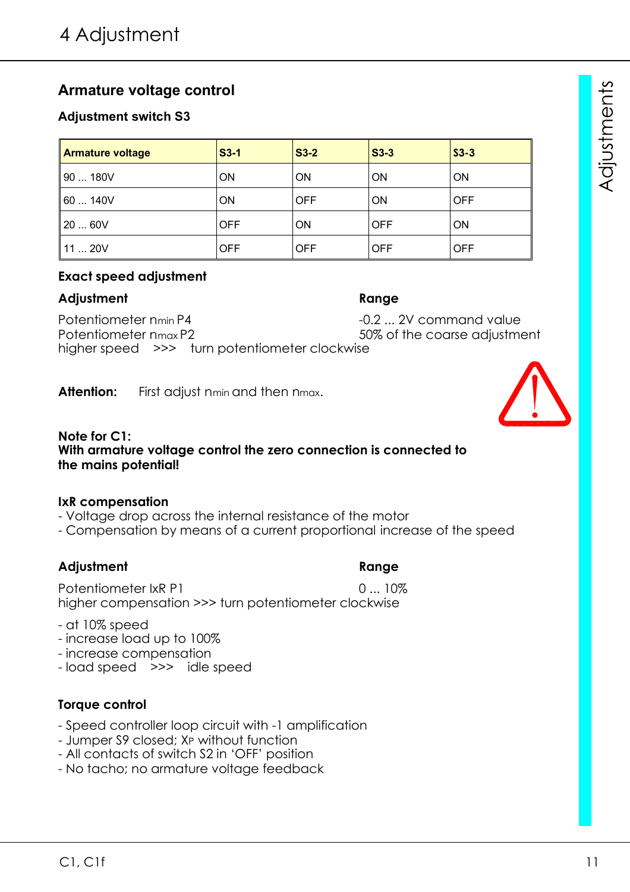# 4 Adjustment

## Armature voltage control

### Adjustment switch S3

| Armature voltage | S3-1 | S3-2 | S3-3 | S3-3 |
|---|---|---|---|---|
| 90 ... 180V | ON | ON | ON | ON |
| 60 ... 140V | ON | OFF | ON | OFF |
| 20 ... 60V | OFF | ON | OFF | ON |
| 11 ... 20V | OFF | OFF | OFF | OFF |

### Exact speed adjustment

| **Adjustment** | **Range** |
|---|---|
| Potentiometer $n_{min}$ P4 | -0.2 ... 2V command value |
| Potentiometer $n_{max}$ P2 | 50% of the coarse adjustment |

higher speed >>> turn potentiometer clockwise

**Attention:** First adjust $n_{min}$ and then $n_{max}$.

**Note for C1:**
**With armature voltage control the zero connection is connected to the mains potential!**

### IxR compensation

- Voltage drop across the internal resistance of the motor
- Compensation by means of a current proportional increase of the speed

| **Adjustment** | **Range** |
|---|---|
| Potentiometer IxR P1 | 0 ... 10% |

higher compensation >>> turn potentiometer clockwise

- at 10% speed
- increase load up to 100%
- increase compensation
- load speed >>> idle speed

### Torque control

- Speed controller loop circuit with -1 amplification
- Jumper S9 closed; $X_P$ without function
- All contacts of switch S2 in 'OFF' position
- No tacho; no armature voltage feedback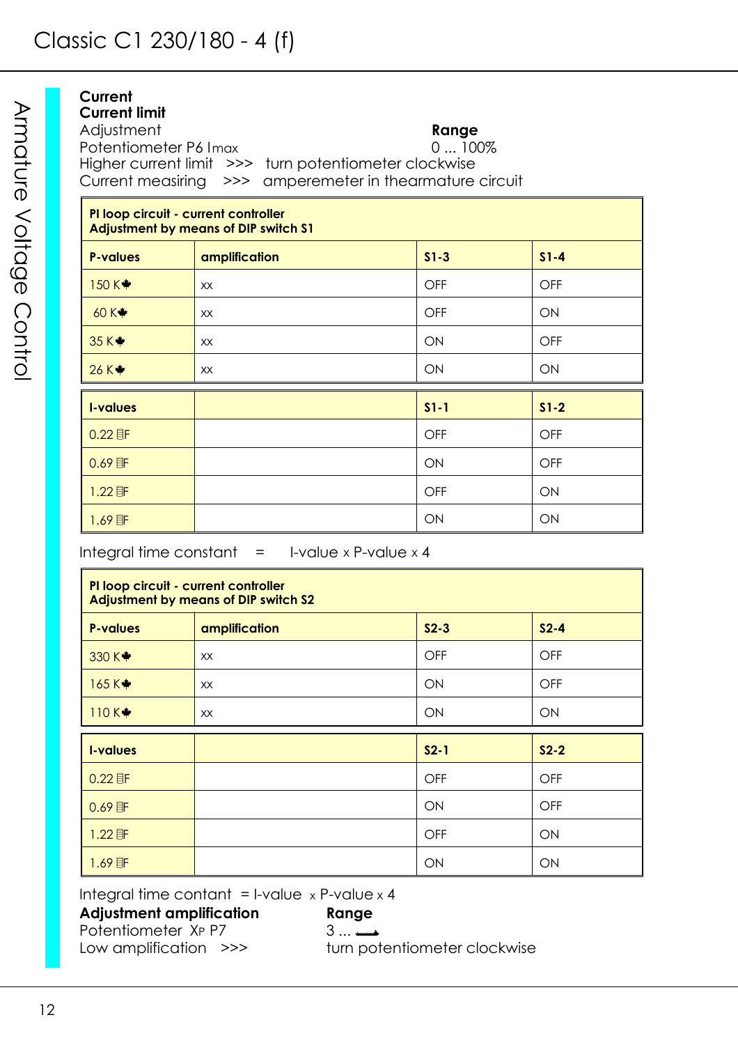**Current**

**Current limit**

Adjustment | **Range**
--- | ---
Potentiometer P6 Imax | 0 ... 100%

Higher current limit >>> turn potentiometer clockwise

Current measiring >>> amperemeter in thearmature circuit

| **PI loop circuit - current controller Adjustment by means of DIP switch S1** | | | |
|---|---|---|---|
| **P-values** | **amplification** | **S1-3** | **S1-4** |
| 150 K✤ | xx | OFF | OFF |
| 60 K✤ | xx | OFF | ON |
| 35 K✤ | xx | ON | OFF |
| 26 K✤ | xx | ON | ON |

| **I-values** | | **S1-1** | **S1-2** |
|---|---|---|---|
| 0.22 µF | | OFF | OFF |
| 0.69 µF | | ON | OFF |
| 1.22 µF | | OFF | ON |
| 1.69 µF | | ON | ON |

Integral time constant = I-value x P-value x 4

| **PI loop circuit - current controller Adjustment by means of DIP switch S2** | | | |
|---|---|---|---|
| **P-values** | **amplification** | **S2-3** | **S2-4** |
| 330 K✤ | xx | OFF | OFF |
| 165 K✤ | xx | ON | OFF |
| 110 K✤ | xx | ON | ON |

| **I-values** | | **S2-1** | **S2-2** |
|---|---|---|---|
| 0.22 µF | | OFF | OFF |
| 0.69 µF | | ON | OFF |
| 1.22 µF | | OFF | ON |
| 1.69 µF | | ON | ON |

Integral time contant = I-value x P-value x 4

**Adjustment amplification** | **Range**
--- | ---
Potentiometer $X_P$ P7 | 3 ... →
Low amplification >>> | turn potentiometer clockwise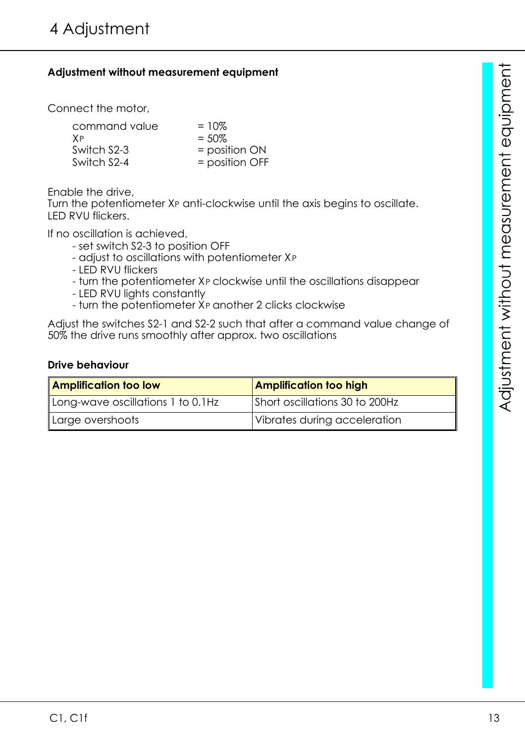# 4 Adjustment

### Adjustment without measurement equipment

Connect the motor,

| | |
|---|---|
| command value | = 10% |
| $X_P$ | = 50% |
| Switch S2-3 | = position ON |
| Switch S2-4 | = position OFF |

Enable the drive,
Turn the potentiometer $X_P$ anti-clockwise until the axis begins to oscillate.
LED RVU flickers.

If no oscillation is achieved,

- set switch S2-3 to position OFF
- adjust to oscillations with potentiometer $X_P$
- LED RVU flickers
- turn the potentiometer $X_P$ clockwise until the oscillations disappear
- LED RVU lights constantly
- turn the potentiometer $X_P$ another 2 clicks clockwise

Adjust the switches S2-1 and S2-2 such that after a command value change of 50% the drive runs smoothly after approx. two oscillations

### Drive behaviour

| Amplification too low | Amplification too high |
|---|---|
| Long-wave oscillations 1 to 0.1Hz | Short oscillations 30 to 200Hz |
| Large overshoots | Vibrates during acceleration |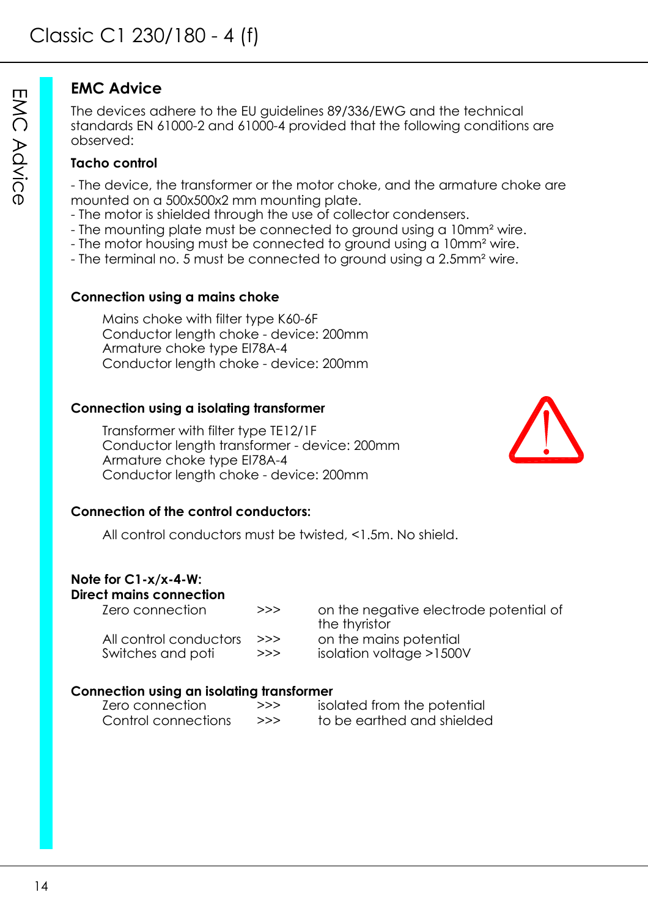## EMC Advice

The devices adhere to the EU guidelines 89/336/EWG and the technical standards EN 61000-2 and 61000-4 provided that the following conditions are observed:

**Tacho control**

- The device, the transformer or the motor choke, and the armature choke are mounted on a 500x500x2 mm mounting plate.
- The motor is shielded through the use of collector condensers.
- The mounting plate must be connected to ground using a 10mm² wire.
- The motor housing must be connected to ground using a 10mm² wire.
- The terminal no. 5 must be connected to ground using a 2.5mm² wire.

**Connection using a mains choke**

Mains choke with filter type K60-6F
Conductor length choke - device: 200mm
Armature choke type EI78A-4
Conductor length choke - device: 200mm

**Connection using a isolating transformer**

Transformer with filter type TE12/1F
Conductor length transformer - device: 200mm
Armature choke type EI78A-4
Conductor length choke - device: 200mm

**Connection of the control conductors:**

All control conductors must be twisted, <1.5m. No shield.

**Note for C1-x/x-4-W:**
**Direct mains connection**

| | | |
|---|---|---|
| Zero connection | >>> | on the negative electrode potential of the thyristor |
| All control conductors | >>> | on the mains potential |
| Switches and poti | >>> | isolation voltage >1500V |

**Connection using an isolating transformer**

| | | |
|---|---|---|
| Zero connection | >>> | isolated from the potential |
| Control connections | >>> | to be earthed and shielded |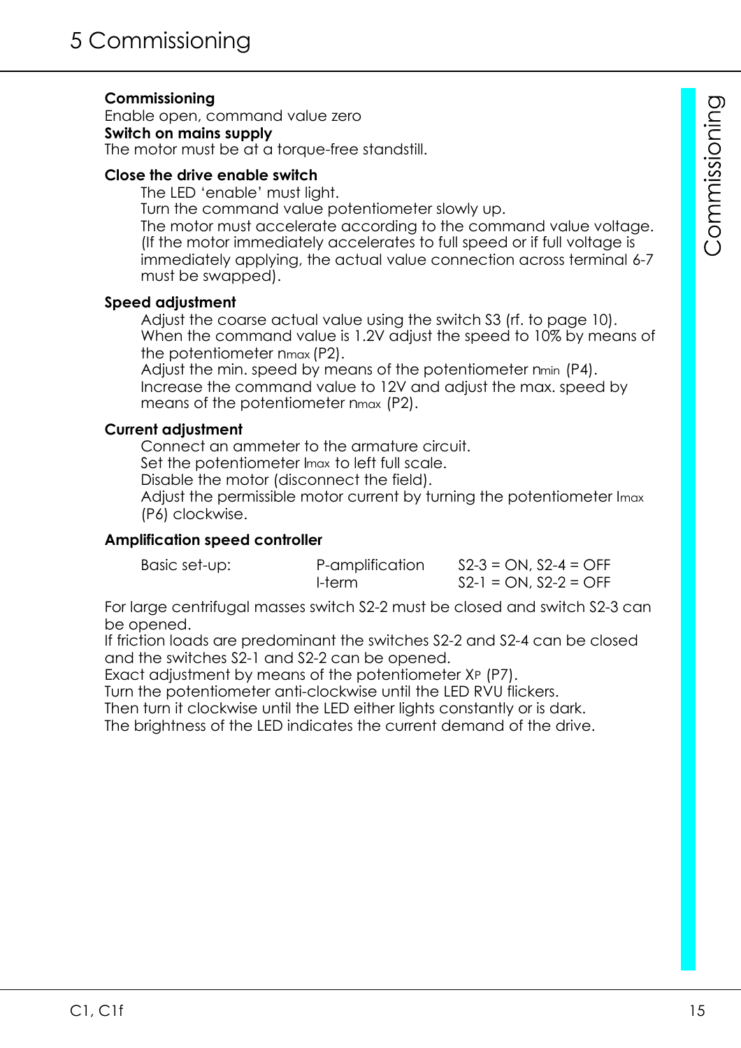# 5 Commissioning

**Commissioning**
Enable open, command value zero
**Switch on mains supply**
The motor must be at a torque-free standstill.

**Close the drive enable switch**

The LED 'enable' must light.
Turn the command value potentiometer slowly up.
The motor must accelerate according to the command value voltage. (If the motor immediately accelerates to full speed or if full voltage is immediately applying, the actual value connection across terminal 6-7 must be swapped).

**Speed adjustment**

Adjust the coarse actual value using the switch S3 (rf. to page 10).
When the command value is 1.2V adjust the speed to 10% by means of the potentiometer $n_{max}$ (P2).
Adjust the min. speed by means of the potentiometer $n_{min}$ (P4).
Increase the command value to 12V and adjust the max. speed by means of the potentiometer $n_{max}$ (P2).

**Current adjustment**

Connect an ammeter to the armature circuit.
Set the potentiometer $I_{max}$ to left full scale.
Disable the motor (disconnect the field).
Adjust the permissible motor current by turning the potentiometer $I_{max}$ (P6) clockwise.

**Amplification speed controller**

| Basic set-up: | P-amplification | S2-3 = ON, S2-4 = OFF |
|---|---|---|
| | I-term | S2-1 = ON, S2-2 = OFF |

For large centrifugal masses switch S2-2 must be closed and switch S2-3 can be opened.
If friction loads are predominant the switches S2-2 and S2-4 can be closed and the switches S2-1 and S2-2 can be opened.
Exact adjustment by means of the potentiometer $X_P$ (P7).
Turn the potentiometer anti-clockwise until the LED RVU flickers.
Then turn it clockwise until the LED either lights constantly or is dark.
The brightness of the LED indicates the current demand of the drive.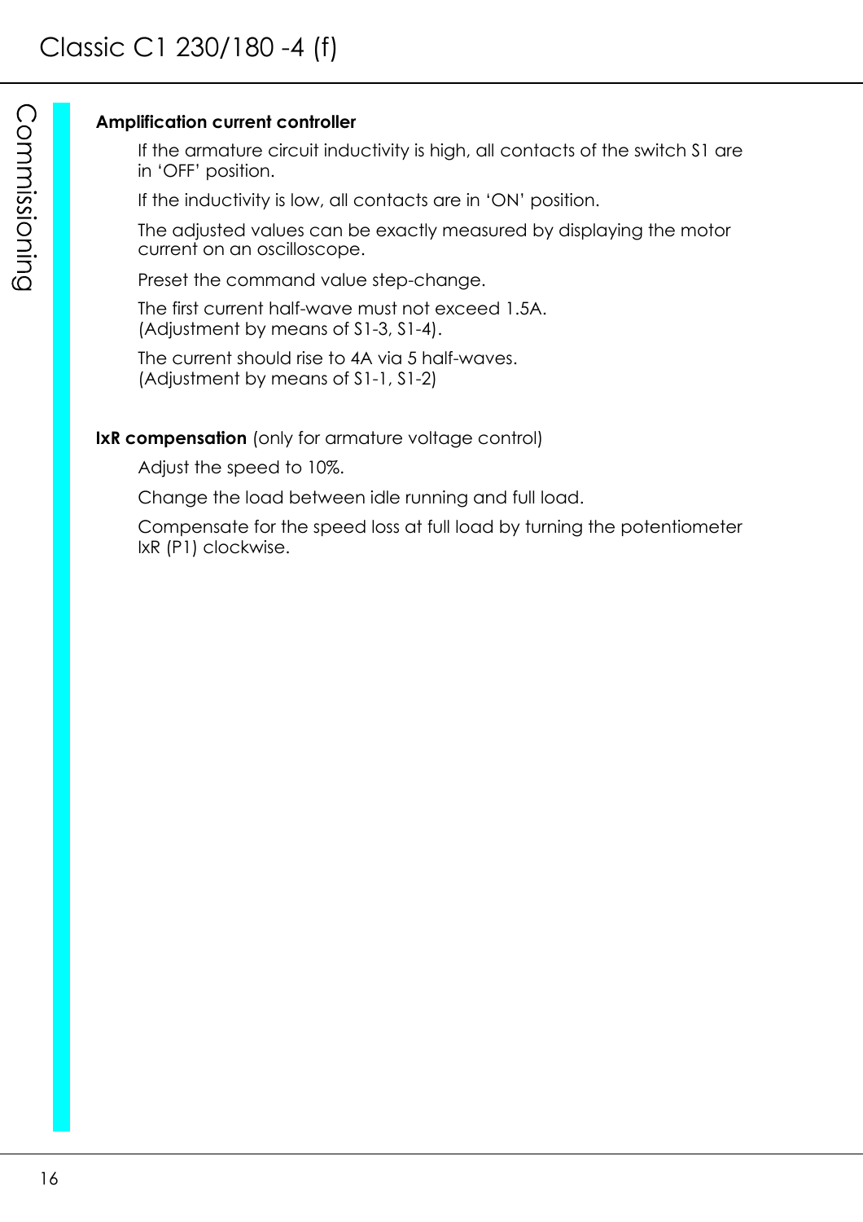**Amplification current controller**

If the armature circuit inductivity is high, all contacts of the switch S1 are in 'OFF' position.

If the inductivity is low, all contacts are in 'ON' position.

The adjusted values can be exactly measured by displaying the motor current on an oscilloscope.

Preset the command value step-change.

The first current half-wave must not exceed 1.5A.
(Adjustment by means of S1-3, S1-4).

The current should rise to 4A via 5 half-waves.
(Adjustment by means of S1-1, S1-2)

**IxR compensation** (only for armature voltage control)

Adjust the speed to 10%.

Change the load between idle running and full load.

Compensate for the speed loss at full load by turning the potentiometer IxR (P1) clockwise.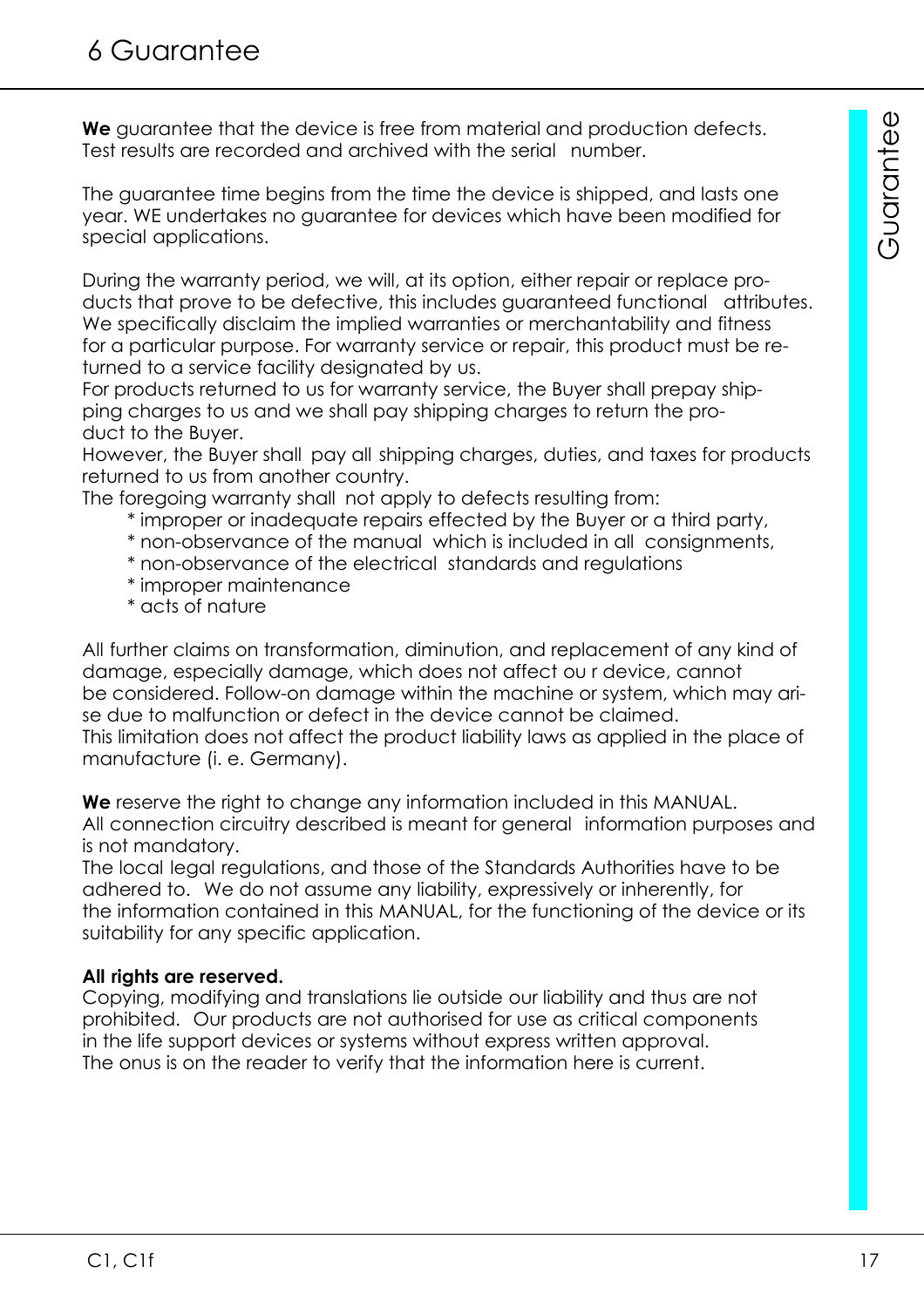# 6 Guarantee

**We** guarantee that the device is free from material and production defects. Test results are recorded and archived with the serial number.

The guarantee time begins from the time the device is shipped, and lasts one year. WE undertakes no guarantee for devices which have been modified for special applications.

During the warranty period, we will, at its option, either repair or replace products that prove to be defective, this includes guaranteed functional attributes. We specifically disclaim the implied warranties or merchantability and fitness for a particular purpose. For warranty service or repair, this product must be returned to a service facility designated by us.
For products returned to us for warranty service, the Buyer shall prepay shipping charges to us and we shall pay shipping charges to return the product to the Buyer.
However, the Buyer shall pay all shipping charges, duties, and taxes for products returned to us from another country.
The foregoing warranty shall not apply to defects resulting from:

* improper or inadequate repairs effected by the Buyer or a third party,
* non-observance of the manual which is included in all consignments,
* non-observance of the electrical standards and regulations
* improper maintenance
* acts of nature

All further claims on transformation, diminution, and replacement of any kind of damage, especially damage, which does not affect ou r device, cannot be considered. Follow-on damage within the machine or system, which may arise due to malfunction or defect in the device cannot be claimed.
This limitation does not affect the product liability laws as applied in the place of manufacture (i. e. Germany).

**We** reserve the right to change any information included in this MANUAL.
All connection circuitry described is meant for general information purposes and is not mandatory.
The local legal regulations, and those of the Standards Authorities have to be adhered to. We do not assume any liability, expressively or inherently, for the information contained in this MANUAL, for the functioning of the device or its suitability for any specific application.

**All rights are reserved.**
Copying, modifying and translations lie outside our liability and thus are not prohibited. Our products are not authorised for use as critical components in the life support devices or systems without express written approval.
The onus is on the reader to verify that the information here is current.